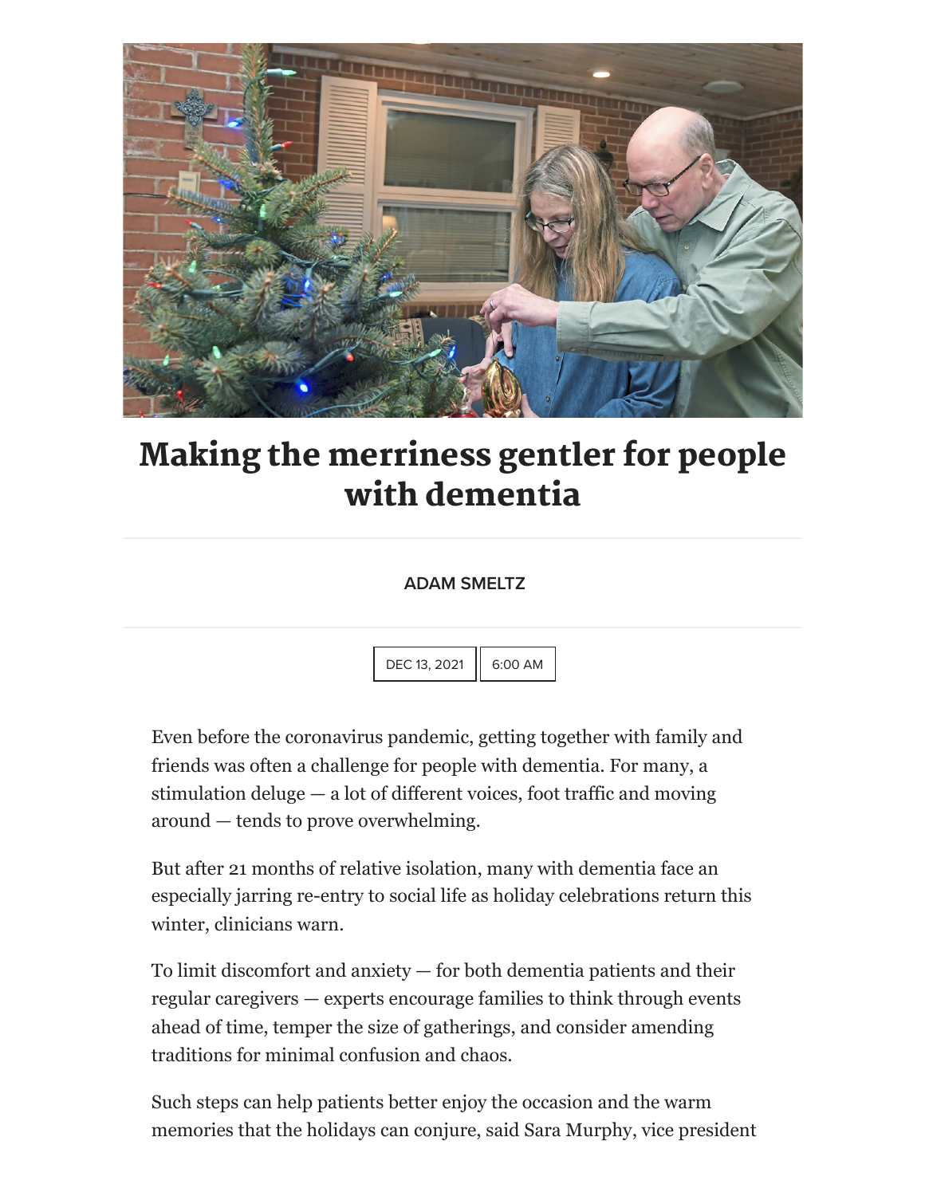# Making the merriness gentler for people with dementia

ADAM SMELTZ

DEC 13, 2021 | 6:00 AM

Even before the coronavirus pandemic, getting together with family and friends was often a challenge for people with dementia. For many, a stimulation deluge — a lot of different voices, foot traffic and moving around — tends to prove overwhelming.

But after 21 months of relative isolation, many with dementia face an especially jarring re-entry to social life as holiday celebrations return this winter, clinicians warn.

To limit discomfort and anxiety — for both dementia patients and their regular caregivers — experts encourage families to think through events ahead of time, temper the size of gatherings, and consider amending traditions for minimal confusion and chaos.

Such steps can help patients better enjoy the occasion and the warm memories that the holidays can conjure, said Sara Murphy, vice president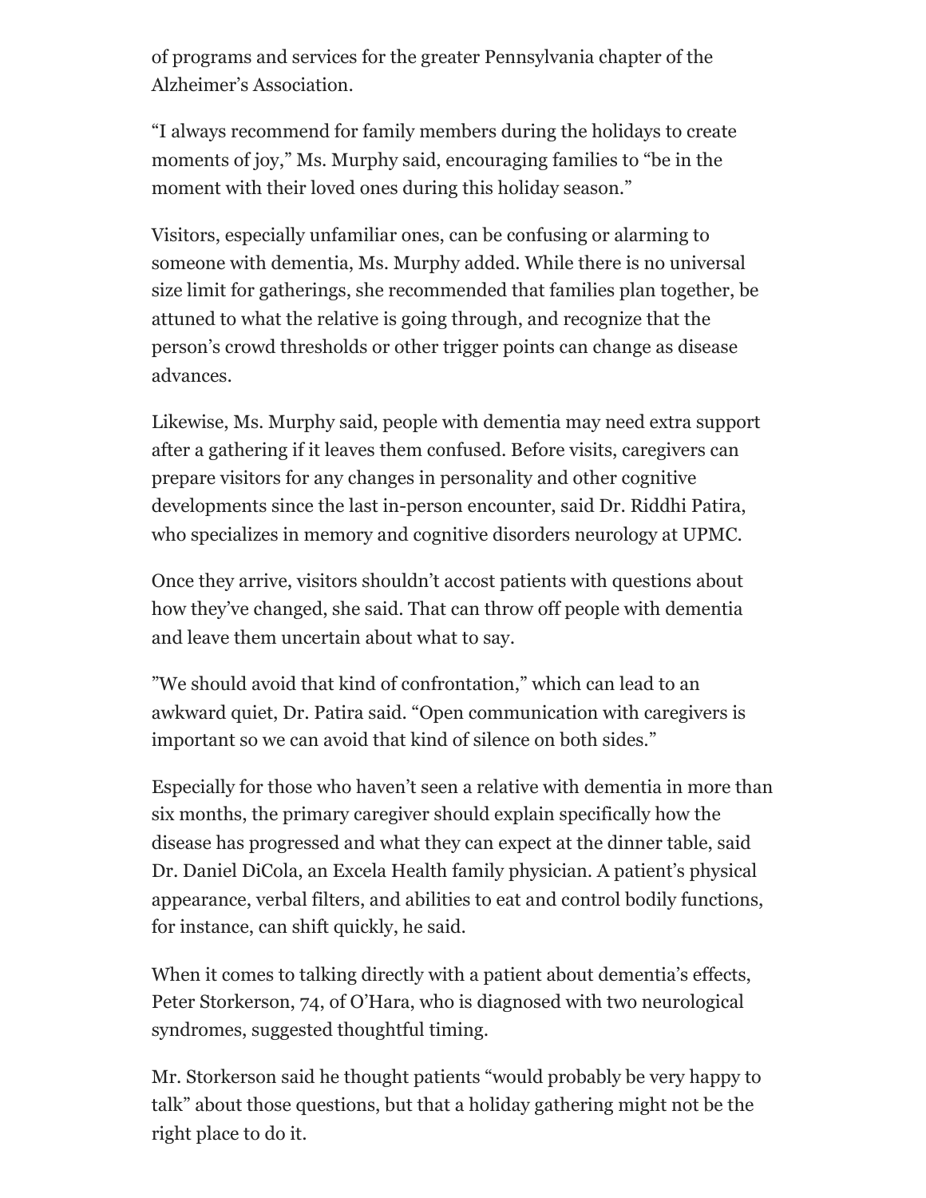of programs and services for the greater Pennsylvania chapter of the Alzheimer's Association.

"I always recommend for family members during the holidays to create moments of joy," Ms. Murphy said, encouraging families to "be in the moment with their loved ones during this holiday season."

Visitors, especially unfamiliar ones, can be confusing or alarming to someone with dementia, Ms. Murphy added. While there is no universal size limit for gatherings, she recommended that families plan together, be attuned to what the relative is going through, and recognize that the person's crowd thresholds or other trigger points can change as disease advances.

Likewise, Ms. Murphy said, people with dementia may need extra support after a gathering if it leaves them confused. Before visits, caregivers can prepare visitors for any changes in personality and other cognitive developments since the last in-person encounter, said Dr. Riddhi Patira, who specializes in memory and cognitive disorders neurology at UPMC.

Once they arrive, visitors shouldn't accost patients with questions about how they've changed, she said. That can throw off people with dementia and leave them uncertain about what to say.

"We should avoid that kind of confrontation," which can lead to an awkward quiet, Dr. Patira said. "Open communication with caregivers is important so we can avoid that kind of silence on both sides."

Especially for those who haven't seen a relative with dementia in more than six months, the primary caregiver should explain specifically how the disease has progressed and what they can expect at the dinner table, said Dr. Daniel DiCola, an Excela Health family physician. A patient's physical appearance, verbal filters, and abilities to eat and control bodily functions, for instance, can shift quickly, he said.

When it comes to talking directly with a patient about dementia's effects, Peter Storkerson, 74, of O'Hara, who is diagnosed with two neurological syndromes, suggested thoughtful timing.

Mr. Storkerson said he thought patients "would probably be very happy to talk" about those questions, but that a holiday gathering might not be the right place to do it.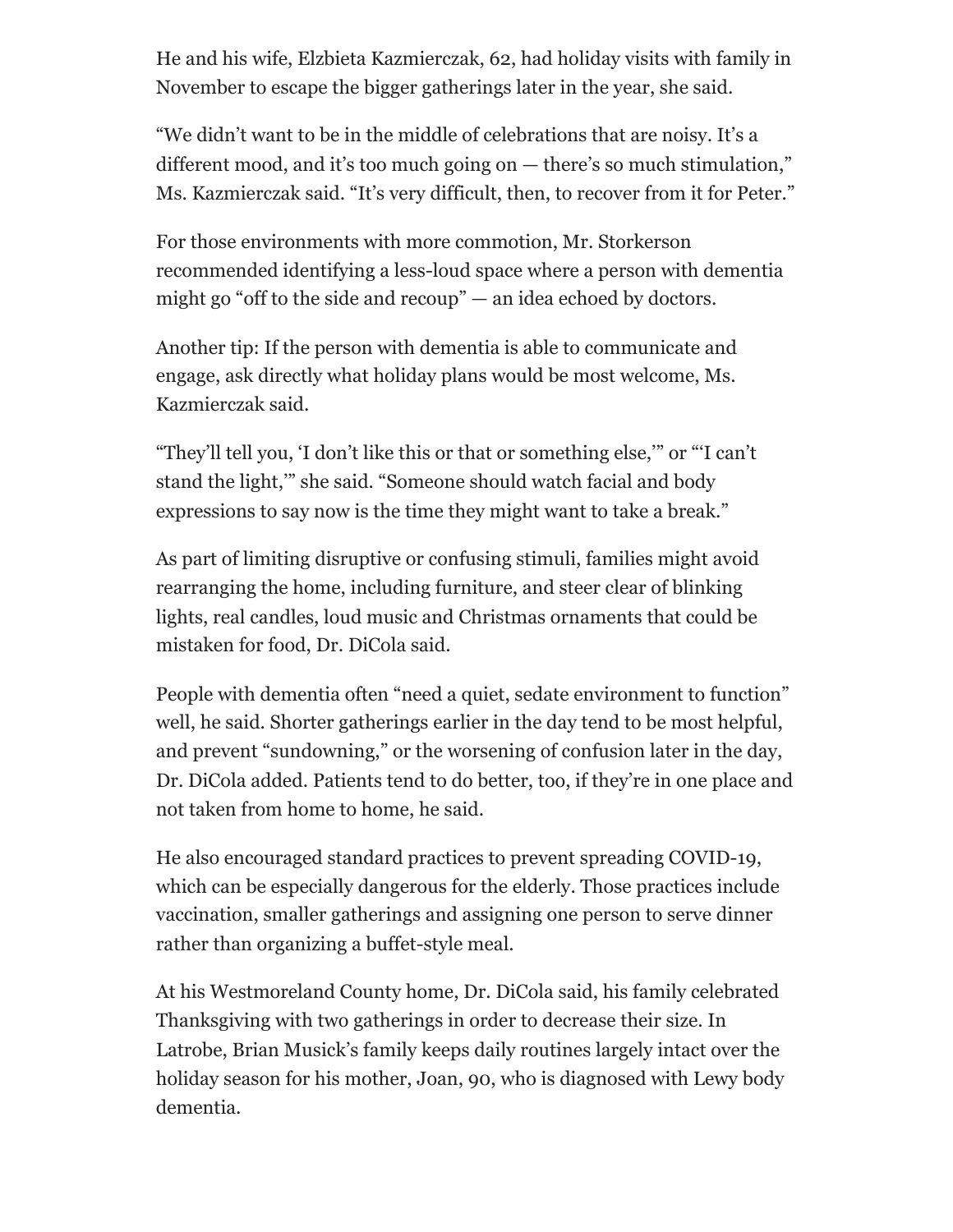He and his wife, Elzbieta Kazmierczak, 62, had holiday visits with family in November to escape the bigger gatherings later in the year, she said.

"We didn't want to be in the middle of celebrations that are noisy. It's a different mood, and it's too much going on — there's so much stimulation," Ms. Kazmierczak said. "It's very difficult, then, to recover from it for Peter."

For those environments with more commotion, Mr. Storkerson recommended identifying a less-loud space where a person with dementia might go "off to the side and recoup" — an idea echoed by doctors.

Another tip: If the person with dementia is able to communicate and engage, ask directly what holiday plans would be most welcome, Ms. Kazmierczak said.

"They'll tell you, 'I don't like this or that or something else,'" or "'I can't stand the light,'" she said. "Someone should watch facial and body expressions to say now is the time they might want to take a break."

As part of limiting disruptive or confusing stimuli, families might avoid rearranging the home, including furniture, and steer clear of blinking lights, real candles, loud music and Christmas ornaments that could be mistaken for food, Dr. DiCola said.

People with dementia often "need a quiet, sedate environment to function" well, he said. Shorter gatherings earlier in the day tend to be most helpful, and prevent "sundowning," or the worsening of confusion later in the day, Dr. DiCola added. Patients tend to do better, too, if they're in one place and not taken from home to home, he said.

He also encouraged standard practices to prevent spreading COVID-19, which can be especially dangerous for the elderly. Those practices include vaccination, smaller gatherings and assigning one person to serve dinner rather than organizing a buffet-style meal.

At his Westmoreland County home, Dr. DiCola said, his family celebrated Thanksgiving with two gatherings in order to decrease their size. In Latrobe, Brian Musick's family keeps daily routines largely intact over the holiday season for his mother, Joan, 90, who is diagnosed with Lewy body dementia.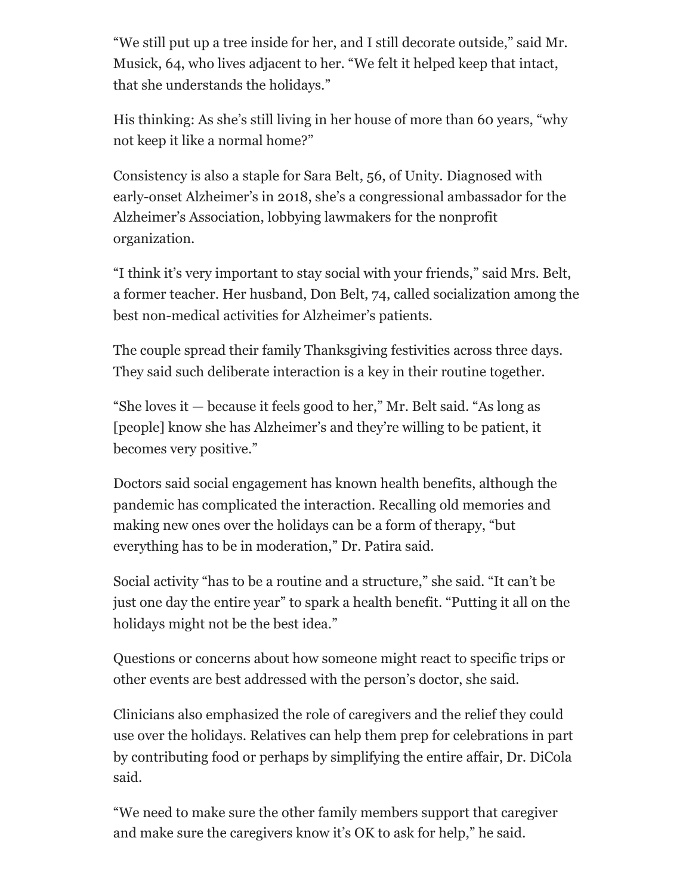"We still put up a tree inside for her, and I still decorate outside," said Mr. Musick, 64, who lives adjacent to her. "We felt it helped keep that intact, that she understands the holidays."

His thinking: As she's still living in her house of more than 60 years, "why not keep it like a normal home?"

Consistency is also a staple for Sara Belt, 56, of Unity. Diagnosed with early-onset Alzheimer's in 2018, she's a congressional ambassador for the Alzheimer's Association, lobbying lawmakers for the nonprofit organization.

"I think it's very important to stay social with your friends," said Mrs. Belt, a former teacher. Her husband, Don Belt, 74, called socialization among the best non-medical activities for Alzheimer's patients.

The couple spread their family Thanksgiving festivities across three days. They said such deliberate interaction is a key in their routine together.

"She loves it — because it feels good to her," Mr. Belt said. "As long as [people] know she has Alzheimer's and they're willing to be patient, it becomes very positive."

Doctors said social engagement has known health benefits, although the pandemic has complicated the interaction. Recalling old memories and making new ones over the holidays can be a form of therapy, "but everything has to be in moderation," Dr. Patira said.

Social activity "has to be a routine and a structure," she said. "It can't be just one day the entire year" to spark a health benefit. "Putting it all on the holidays might not be the best idea."

Questions or concerns about how someone might react to specific trips or other events are best addressed with the person's doctor, she said.

Clinicians also emphasized the role of caregivers and the relief they could use over the holidays. Relatives can help them prep for celebrations in part by contributing food or perhaps by simplifying the entire affair, Dr. DiCola said.

"We need to make sure the other family members support that caregiver and make sure the caregivers know it's OK to ask for help," he said.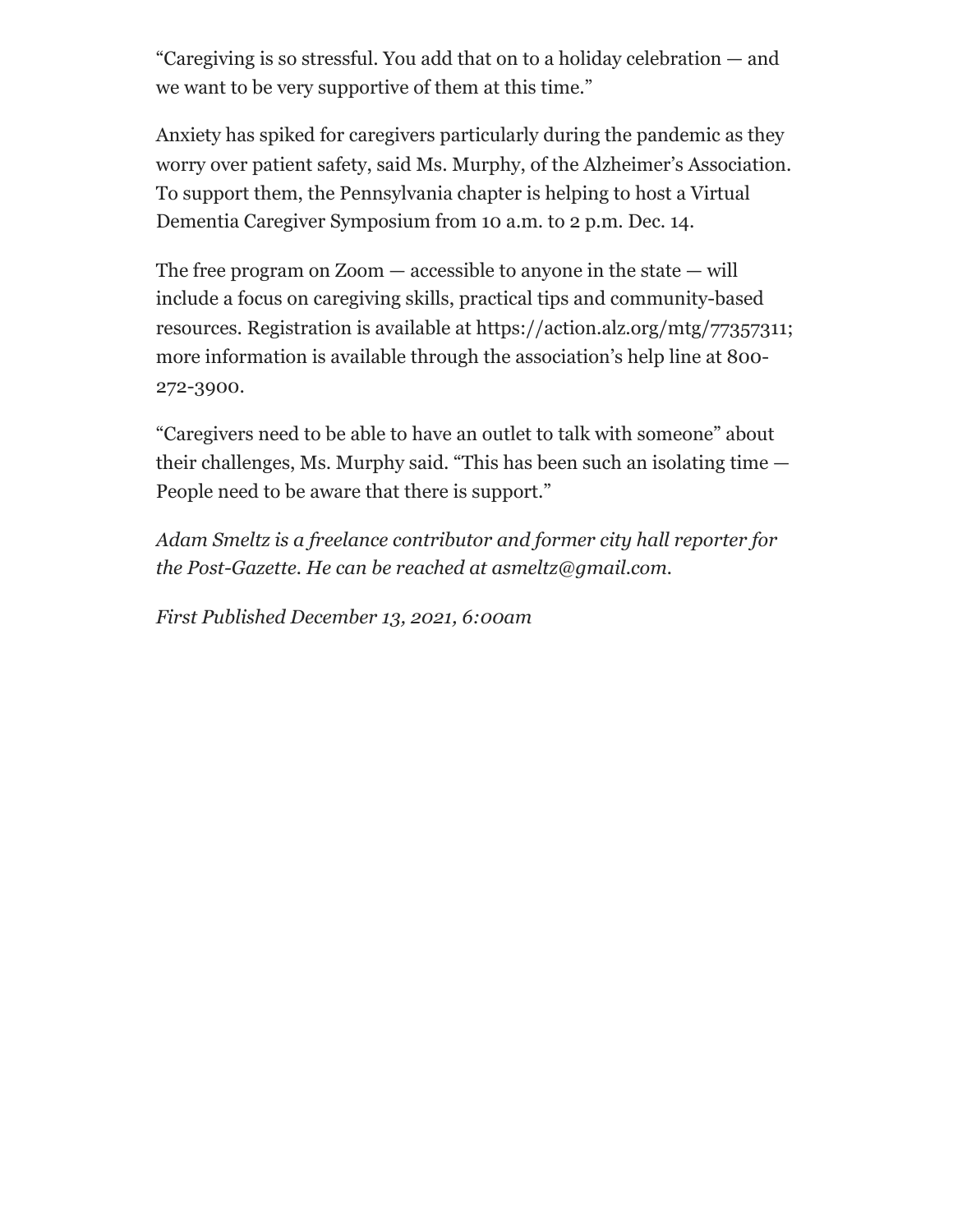"Caregiving is so stressful. You add that on to a holiday celebration — and we want to be very supportive of them at this time."

Anxiety has spiked for caregivers particularly during the pandemic as they worry over patient safety, said Ms. Murphy, of the Alzheimer's Association. To support them, the Pennsylvania chapter is helping to host a Virtual Dementia Caregiver Symposium from 10 a.m. to 2 p.m. Dec. 14.

The free program on Zoom — accessible to anyone in the state — will include a focus on caregiving skills, practical tips and community-based resources. Registration is available at https://action.alz.org/mtg/77357311; more information is available through the association's help line at 800-272-3900.

"Caregivers need to be able to have an outlet to talk with someone" about their challenges, Ms. Murphy said. "This has been such an isolating time — People need to be aware that there is support."

*Adam Smeltz is a freelance contributor and former city hall reporter for the Post-Gazette. He can be reached at asmeltz@gmail.com.*

*First Published December 13, 2021, 6:00am*